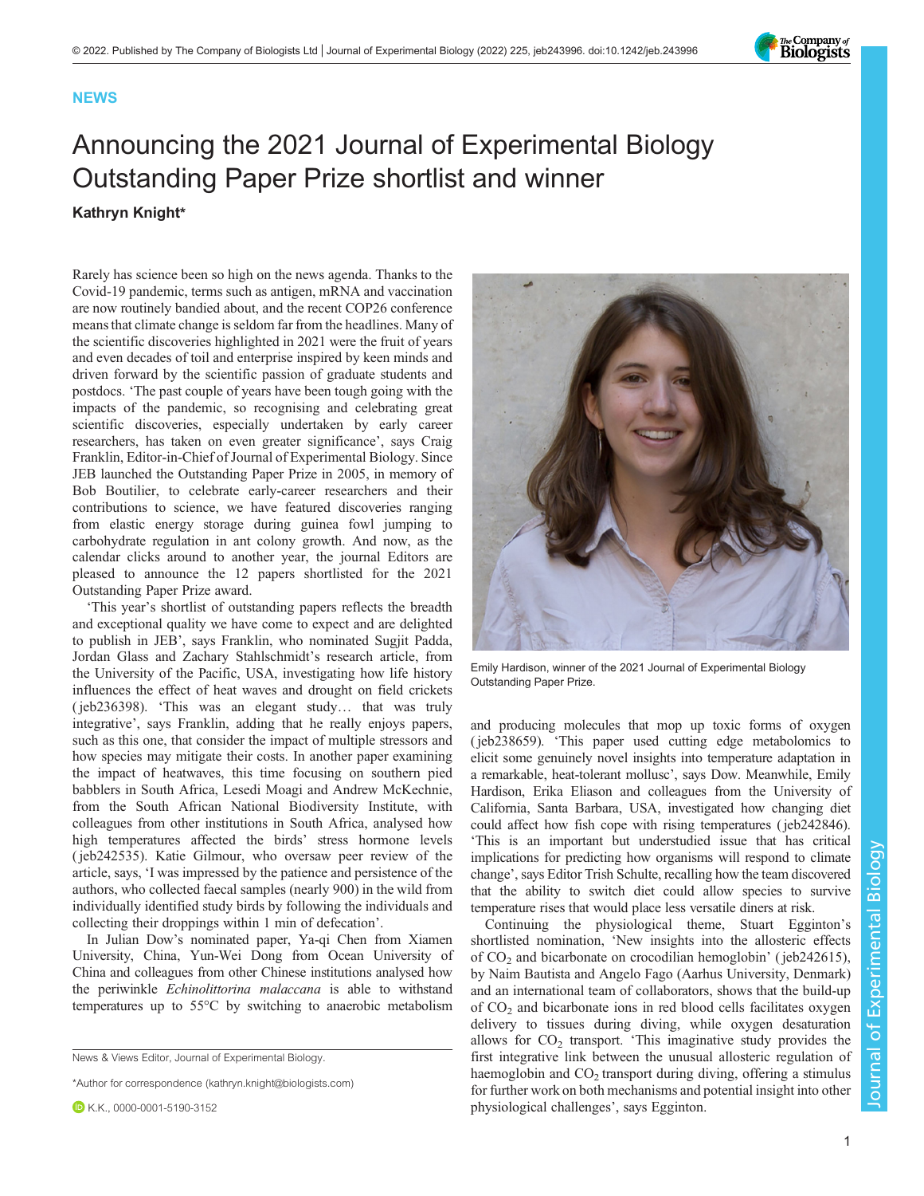NEWS

# Announcing the 2021 Journal of Experimental Biology Outstanding Paper Prize shortlist and winner

**Kathryn Knight***

Rarely has science been so high on the news agenda. Thanks to the Covid-19 pandemic, terms such as antigen, mRNA and vaccination are now routinely bandied about, and the recent COP26 conference means that climate change is seldom far from the headlines. Many of the scientific discoveries highlighted in 2021 were the fruit of years and even decades of toil and enterprise inspired by keen minds and driven forward by the scientific passion of graduate students and postdocs. 'The past couple of years have been tough going with the impacts of the pandemic, so recognising and celebrating great scientific discoveries, especially undertaken by early career researchers, has taken on even greater significance', says Craig Franklin, Editor-in-Chief of Journal of Experimental Biology. Since JEB launched the Outstanding Paper Prize in 2005, in memory of Bob Boutilier, to celebrate early-career researchers and their contributions to science, we have featured discoveries ranging from elastic energy storage during guinea fowl jumping to carbohydrate regulation in ant colony growth. And now, as the calendar clicks around to another year, the journal Editors are pleased to announce the 12 papers shortlisted for the 2021 Outstanding Paper Prize award.

'This year's shortlist of outstanding papers reflects the breadth and exceptional quality we have come to expect and are delighted to publish in JEB', says Franklin, who nominated Sugjit Padda, Jordan Glass and Zachary Stahlschmidt's research article, from the University of the Pacific, USA, investigating how life history influences the effect of heat waves and drought on field crickets (jeb236398). 'This was an elegant study… that was truly integrative', says Franklin, adding that he really enjoys papers, such as this one, that consider the impact of multiple stressors and how species may mitigate their costs. In another paper examining the impact of heatwaves, this time focusing on southern pied babblers in South Africa, Lesedi Moagi and Andrew McKechnie, from the South African National Biodiversity Institute, with colleagues from other institutions in South Africa, analysed how high temperatures affected the birds' stress hormone levels (jeb242535). Katie Gilmour, who oversaw peer review of the article, says, 'I was impressed by the patience and persistence of the authors, who collected faecal samples (nearly 900) in the wild from individually identified study birds by following the individuals and collecting their droppings within 1 min of defecation'.

In Julian Dow's nominated paper, Ya-qi Chen from Xiamen University, China, Yun-Wei Dong from Ocean University of China and colleagues from other Chinese institutions analysed how the periwinkle *Echinolittorina malaccana* is able to withstand temperatures up to 55°C by switching to anaerobic metabolism and producing molecules that mop up toxic forms of oxygen (jeb238659). 'This paper used cutting edge metabolomics to elicit some genuinely novel insights into temperature adaptation in a remarkable, heat-tolerant mollusc', says Dow. Meanwhile, Emily Hardison, Erika Eliason and colleagues from the University of California, Santa Barbara, USA, investigated how changing diet could affect how fish cope with rising temperatures (jeb242846). 'This is an important but understudied issue that has critical implications for predicting how organisms will respond to climate change', says Editor Trish Schulte, recalling how the team discovered that the ability to switch diet could allow species to survive temperature rises that would place less versatile diners at risk.

Emily Hardison, winner of the 2021 Journal of Experimental Biology Outstanding Paper Prize.

Continuing the physiological theme, Stuart Egginton's shortlisted nomination, 'New insights into the allosteric effects of $CO_2$ and bicarbonate on crocodilian hemoglobin' (jeb242615), by Naim Bautista and Angelo Fago (Aarhus University, Denmark) and an international team of collaborators, shows that the build-up of $CO_2$ and bicarbonate ions in red blood cells facilitates oxygen delivery to tissues during diving, while oxygen desaturation allows for $CO_2$ transport. 'This imaginative study provides the first integrative link between the unusual allosteric regulation of haemoglobin and $CO_2$ transport during diving, offering a stimulus for further work on both mechanisms and potential insight into other physiological challenges', says Egginton.

News & Views Editor, Journal of Experimental Biology.

*Author for correspondence (kathryn.knight@biologists.com)

K.K., 0000-0001-5190-3152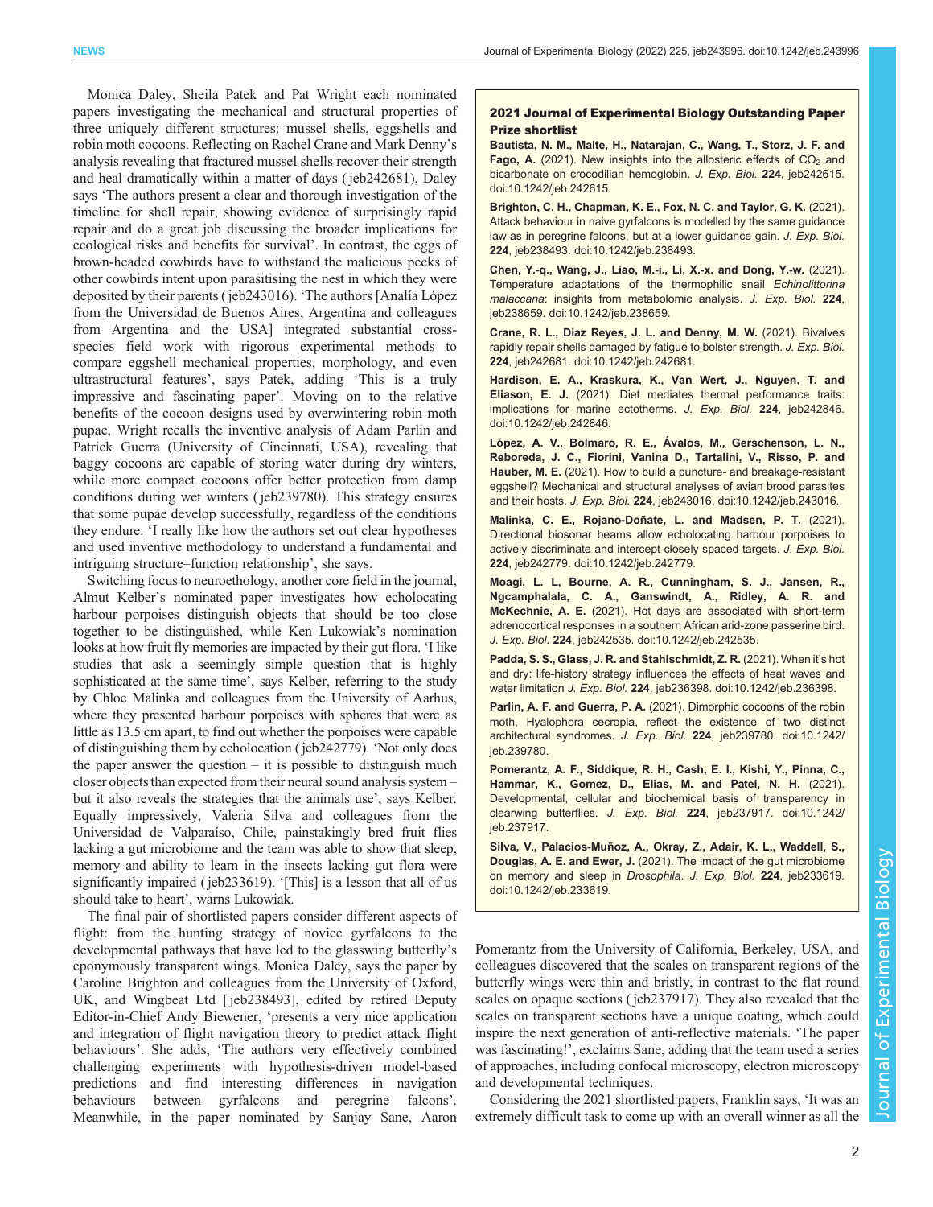Monica Daley, Sheila Patek and Pat Wright each nominated papers investigating the mechanical and structural properties of three uniquely different structures: mussel shells, eggshells and robin moth cocoons. Reflecting on Rachel Crane and Mark Denny's analysis revealing that fractured mussel shells recover their strength and heal dramatically within a matter of days (jeb242681), Daley says 'The authors present a clear and thorough investigation of the timeline for shell repair, showing evidence of surprisingly rapid repair and do a great job discussing the broader implications for ecological risks and benefits for survival'. In contrast, the eggs of brown-headed cowbirds have to withstand the malicious pecks of other cowbirds intent upon parasitising the nest in which they were deposited by their parents (jeb243016). 'The authors [Analía López from the Universidad de Buenos Aires, Argentina and colleagues from Argentina and the USA] integrated substantial cross-species field work with rigorous experimental methods to compare eggshell mechanical properties, morphology, and even ultrastructural features', says Patek, adding 'This is a truly impressive and fascinating paper'. Moving on to the relative benefits of the cocoon designs used by overwintering robin moth pupae, Wright recalls the inventive analysis of Adam Parlin and Patrick Guerra (University of Cincinnati, USA), revealing that baggy cocoons are capable of storing water during dry winters, while more compact cocoons offer better protection from damp conditions during wet winters (jeb239780). This strategy ensures that some pupae develop successfully, regardless of the conditions they endure. 'I really like how the authors set out clear hypotheses and used inventive methodology to understand a fundamental and intriguing structure–function relationship', she says.

Switching focus to neuroethology, another core field in the journal, Almut Kelber's nominated paper investigates how echolocating harbour porpoises distinguish objects that should be too close together to be distinguished, while Ken Lukowiak's nomination looks at how fruit fly memories are impacted by their gut flora. 'I like studies that ask a seemingly simple question that is highly sophisticated at the same time', says Kelber, referring to the study by Chloe Malinka and colleagues from the University of Aarhus, where they presented harbour porpoises with spheres that were as little as 13.5 cm apart, to find out whether the porpoises were capable of distinguishing them by echolocation (jeb242779). 'Not only does the paper answer the question – it is possible to distinguish much closer objects than expected from their neural sound analysis system – but it also reveals the strategies that the animals use', says Kelber. Equally impressively, Valeria Silva and colleagues from the Universidad de Valparaíso, Chile, painstakingly bred fruit flies lacking a gut microbiome and the team was able to show that sleep, memory and ability to learn in the insects lacking gut flora were significantly impaired (jeb233619). '[This] is a lesson that all of us should take to heart', warns Lukowiak.

The final pair of shortlisted papers consider different aspects of flight: from the hunting strategy of novice gyrfalcons to the developmental pathways that have led to the glasswing butterfly's eponymously transparent wings. Monica Daley, says the paper by Caroline Brighton and colleagues from the University of Oxford, UK, and Wingbeat Ltd [jeb238493], edited by retired Deputy Editor-in-Chief Andy Biewener, 'presents a very nice application and integration of flight navigation theory to predict attack flight behaviours'. She adds, 'The authors very effectively combined challenging experiments with hypothesis-driven model-based predictions and find interesting differences in navigation behaviours between gyrfalcons and peregrine falcons'. Meanwhile, in the paper nominated by Sanjay Sane, Aaron Pomerantz from the University of California, Berkeley, USA, and colleagues discovered that the scales on transparent regions of the butterfly wings were thin and bristly, in contrast to the flat round scales on opaque sections (jeb237917). They also revealed that the scales on transparent sections have a unique coating, which could inspire the next generation of anti-reflective materials. 'The paper was fascinating!', exclaims Sane, adding that the team used a series of approaches, including confocal microscopy, electron microscopy and developmental techniques.

Considering the 2021 shortlisted papers, Franklin says, 'It was an extremely difficult task to come up with an overall winner as all the

## 2021 Journal of Experimental Biology Outstanding Paper Prize shortlist

**Bautista, N. M., Malte, H., Natarajan, C., Wang, T., Storz, J. F. and Fago, A.** (2021). New insights into the allosteric effects of $CO_2$ and bicarbonate on crocodilian hemoglobin. *J. Exp. Biol.* **224**, jeb242615. doi:10.1242/jeb.242615.

**Brighton, C. H., Chapman, K. E., Fox, N. C. and Taylor, G. K.** (2021). Attack behaviour in naive gyrfalcons is modelled by the same guidance law as in peregrine falcons, but at a lower guidance gain. *J. Exp. Biol.* **224**, jeb238493. doi:10.1242/jeb.238493.

**Chen, Y.-q., Wang, J., Liao, M.-l., Li, X.-x. and Dong, Y.-w.** (2021). Temperature adaptations of the thermophilic snail *Echinolittorina malaccana*: insights from metabolomic analysis. *J. Exp. Biol.* **224**, jeb238659. doi:10.1242/jeb.238659.

**Crane, R. L., Diaz Reyes, J. L. and Denny, M. W.** (2021). Bivalves rapidly repair shells damaged by fatigue to bolster strength. *J. Exp. Biol.* **224**, jeb242681. doi:10.1242/jeb.242681.

**Hardison, E. A., Kraskura, K., Van Wert, J., Nguyen, T. and Eliason, E. J.** (2021). Diet mediates thermal performance traits: implications for marine ectotherms. *J. Exp. Biol.* **224**, jeb242846. doi:10.1242/jeb.242846.

**López, A. V., Bolmaro, R. E., Ávalos, M., Gerschenson, L. N., Reboreda, J. C., Fiorini, Vanina D., Tartalini, V., Risso, P. and Hauber, M. E.** (2021). How to build a puncture- and breakage-resistant eggshell? Mechanical and structural analyses of avian brood parasites and their hosts. *J. Exp. Biol.* **224**, jeb243016. doi:10.1242/jeb.243016.

**Malinka, C. E., Rojano-Doñate, L. and Madsen, P. T.** (2021). Directional biosonar beams allow echolocating harbour porpoises to actively discriminate and intercept closely spaced targets. *J. Exp. Biol.* **224**, jeb242779. doi:10.1242/jeb.242779.

**Moagi, L. L, Bourne, A. R., Cunningham, S. J., Jansen, R., Ngcamphalala, C. A., Ganswindt, A., Ridley, A. R. and McKechnie, A. E.** (2021). Hot days are associated with short-term adrenocortical responses in a southern African arid-zone passerine bird. *J. Exp. Biol.* **224**, jeb242535. doi:10.1242/jeb.242535.

**Padda, S. S., Glass, J. R. and Stahlschmidt, Z. R.** (2021). When it's hot and dry: life-history strategy influences the effects of heat waves and water limitation *J. Exp. Biol.* **224**, jeb236398. doi:10.1242/jeb.236398.

**Parlin, A. F. and Guerra, P. A.** (2021). Dimorphic cocoons of the robin moth, Hyalophora cecropia, reflect the existence of two distinct architectural syndromes. *J. Exp. Biol.* **224**, jeb239780. doi:10.1242/jeb.239780.

**Pomerantz, A. F., Siddique, R. H., Cash, E. I., Kishi, Y., Pinna, C., Hammar, K., Gomez, D., Elias, M. and Patel, N. H.** (2021). Developmental, cellular and biochemical basis of transparency in clearwing butterflies. *J. Exp. Biol.* **224**, jeb237917. doi:10.1242/jeb.237917.

**Silva, V., Palacios-Muñoz, A., Okray, Z., Adair, K. L., Waddell, S., Douglas, A. E. and Ewer, J.** (2021). The impact of the gut microbiome on memory and sleep in *Drosophila*. *J. Exp. Biol.* **224**, jeb233619. doi:10.1242/jeb.233619.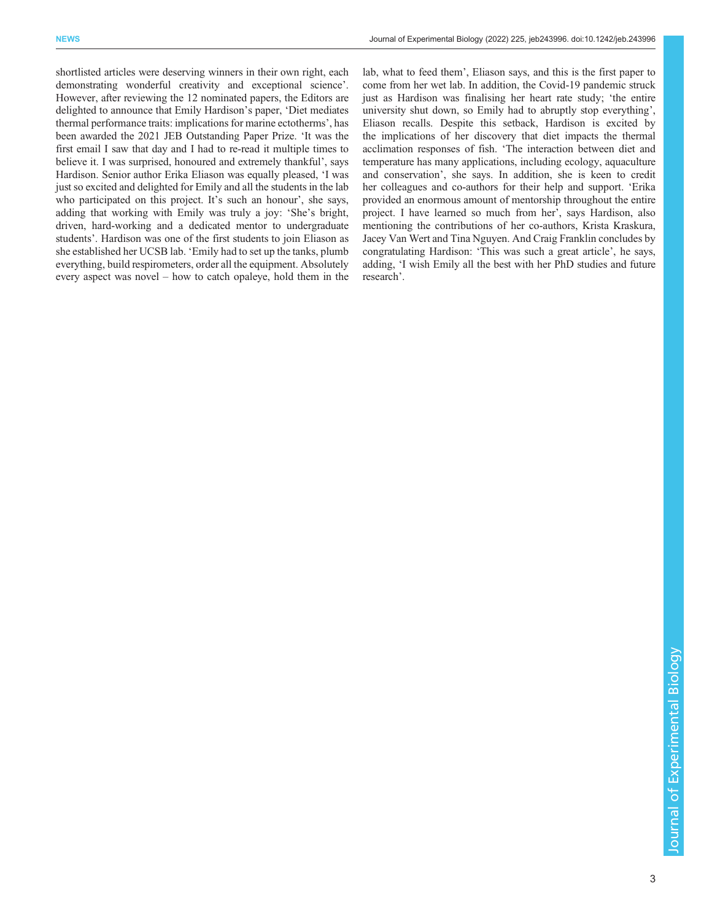shortlisted articles were deserving winners in their own right, each demonstrating wonderful creativity and exceptional science'. However, after reviewing the 12 nominated papers, the Editors are delighted to announce that Emily Hardison's paper, 'Diet mediates thermal performance traits: implications for marine ectotherms', has been awarded the 2021 JEB Outstanding Paper Prize. 'It was the first email I saw that day and I had to re-read it multiple times to believe it. I was surprised, honoured and extremely thankful', says Hardison. Senior author Erika Eliason was equally pleased, 'I was just so excited and delighted for Emily and all the students in the lab who participated on this project. It's such an honour', she says, adding that working with Emily was truly a joy: 'She's bright, driven, hard-working and a dedicated mentor to undergraduate students'. Hardison was one of the first students to join Eliason as she established her UCSB lab. 'Emily had to set up the tanks, plumb everything, build respirometers, order all the equipment. Absolutely every aspect was novel – how to catch opaleye, hold them in the lab, what to feed them', Eliason says, and this is the first paper to come from her wet lab. In addition, the Covid-19 pandemic struck just as Hardison was finalising her heart rate study; 'the entire university shut down, so Emily had to abruptly stop everything', Eliason recalls. Despite this setback, Hardison is excited by the implications of her discovery that diet impacts the thermal acclimation responses of fish. 'The interaction between diet and temperature has many applications, including ecology, aquaculture and conservation', she says. In addition, she is keen to credit her colleagues and co-authors for their help and support. 'Erika provided an enormous amount of mentorship throughout the entire project. I have learned so much from her', says Hardison, also mentioning the contributions of her co-authors, Krista Kraskura, Jacey Van Wert and Tina Nguyen. And Craig Franklin concludes by congratulating Hardison: 'This was such a great article', he says, adding, 'I wish Emily all the best with her PhD studies and future research'.